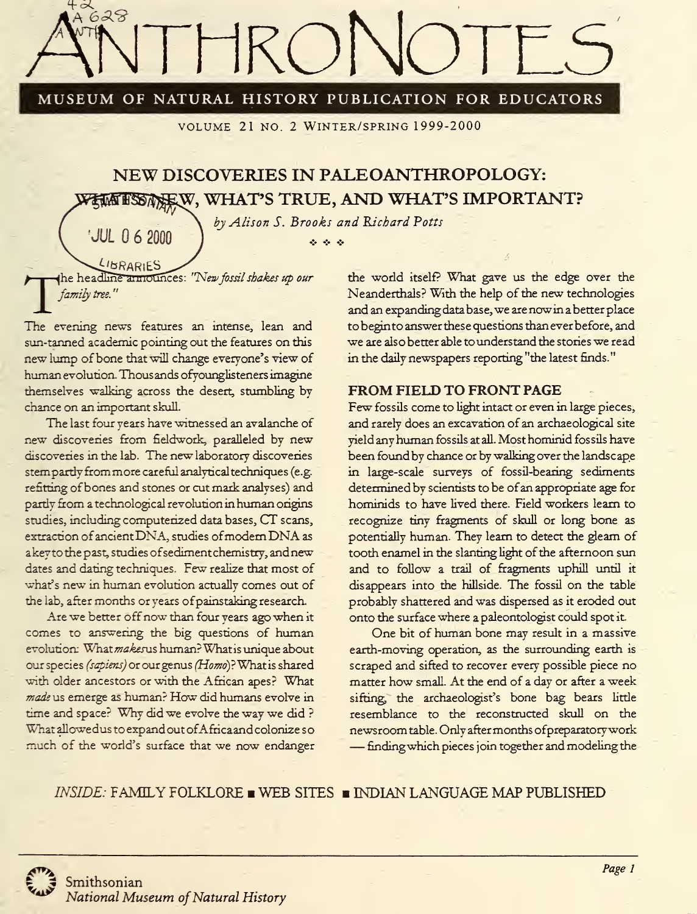# ANTHRONOTES

MUSEUM OF NATURAL HISTORY PUBLICATION FOR EDUCATORS

VOLUME 21 NO. 2 WINTER/SPRING 1999-2000

## NEW DISCOVERIES IN PALEOANTHROPOLOGY: WHAT'S NEW, WHAT'S TRUE, AND WHAT'S IMPORTANT?

*by Alison S. Brooks and Richard Potts*

The headline announces: *"New fossil shakes up our family tree."*

The evening news features an intense, lean and sun-tanned academic pointing out the features on this new lump of bone that will change everyone's view of human evolution. Thousands of young listeners imagine themselves walking across the desert, stumbling by chance on an important skull.

The last four years have witnessed an avalanche of new discoveries from fieldwork, paralleled by new discoveries in the lab. The new laboratory discoveries stem partly from more careful analytical techniques (e.g. refitting of bones and stones or cut mark analyses) and partly from a technological revolution in human origins studies, including computerized data bases, CT scans, extraction of ancient DNA, studies of modern DNA as a key to the past, studies of sediment chemistry, and new dates and dating techniques. Few realize that most of what's new in human evolution actually comes out of the lab, after months or years of painstaking research.

Are we better off now than four years ago when it comes to answering the big questions of human evolution: What *makes* us human? What is unique about our species *(sapiens)* or our genus *(Homo)*? What is shared with older ancestors or with the African apes? What *made* us emerge as human? How did humans evolve in time and space? Why did we evolve the way we did? What allowed us to expand out of Africa and colonize so much of the world's surface that we now endanger the world itself? What gave us the edge over the Neanderthals? With the help of the new technologies and an expanding data base, we are now in a better place to begin to answer these questions than ever before, and we are also better able to understand the stories we read in the daily newspapers reporting "the latest finds."

### FROM FIELD TO FRONT PAGE

Few fossils come to light intact or even in large pieces, and rarely does an excavation of an archaeological site yield any human fossils at all. Most hominid fossils have been found by chance or by walking over the landscape in large-scale surveys of fossil-bearing sediments determined by scientists to be of an appropriate age for hominids to have lived there. Field workers learn to recognize tiny fragments of skull or long bone as potentially human. They learn to detect the gleam of tooth enamel in the slanting light of the afternoon sun and to follow a trail of fragments uphill until it disappears into the hillside. The fossil on the table probably shattered and was dispersed as it eroded out onto the surface where a paleontologist could spot it.

One bit of human bone may result in a massive earth-moving operation, as the surrounding earth is scraped and sifted to recover every possible piece no matter how small. At the end of a day or after a week sifting, the archaeologist's bone bag bears little resemblance to the reconstructed skull on the newsroom table. Only after months of preparatory work — finding which pieces join together and modeling the

*INSIDE:* FAMILY FOLKLORE ■ WEB SITES ■ INDIAN LANGUAGE MAP PUBLISHED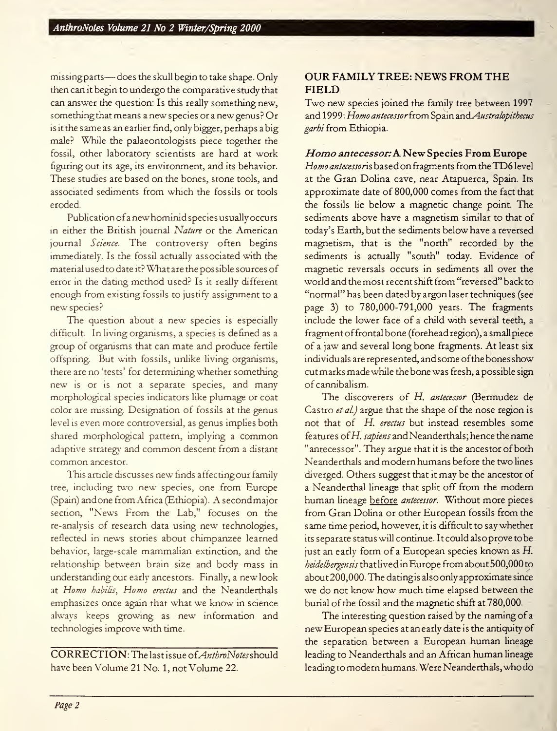missing parts— does the skull begin to take shape. Only then can it begin to undergo the comparative study that can answer the question: Is this really something new, something that means a new species or a new genus? Or is it the same as an earlier find, only bigger, perhaps a big male? While the palaeontologists piece together the fossil, other laboratory scientists are hard at work figuring out its age, its environment, and its behavior. These studies are based on the bones, stone tools, and associated sediments from which the fossils or tools eroded.

Publication of a new hominid species usually occurs in either the British journal *Nature* or the American journal *Science*. The controversy often begins immediately. Is the fossil actually associated with the material used to date it? What are the possible sources of error in the dating method used? Is it really different enough from existing fossils to justify assignment to a new species?

The question about a new species is especially difficult. In living organisms, a species is defined as a group of organisms that can mate and produce fertile offspring. But with fossils, unlike living organisms, there are no 'tests' for determining whether something new is or is not a separate species, and many morphological species indicators like plumage or coat color are missing. Designation of fossils at the genus level is even more controversial, as genus implies both shared morphological pattern, implying a common adaptive strategy and common descent from a distant common ancestor.

This article discusses new finds affecting our family tree, including two new species, one from Europe (Spain) and one from Africa (Ethiopia). A second major section, "News From the Lab," focuses on the re-analysis of research data using new technologies, reflected in news stories about chimpanzee learned behavior, large-scale mammalian extinction, and the relationship between brain size and body mass in understanding our early ancestors. Finally, a new look at *Homo habilis*, *Homo erectus* and the Neanderthals emphasizes once again that what we know in science always keeps growing as new information and technologies improve with time.

CORRECTION: The last issue of *AnthroNotes* should have been Volume 21 No. 1, not Volume 22.

## OUR FAMILY TREE: NEWS FROM THE FIELD

Two new species joined the family tree between 1997 and 1999: *Homo antecessor* from Spain and *Australopithecus garhi* from Ethiopia.

### *Homo antecessor:* A New Species From Europe

*Homo antecessor* is based on fragments from the TD6 level at the Gran Dolina cave, near Atapuerca, Spain. Its approximate date of 800,000 comes from the fact that the fossils lie below a magnetic change point. The sediments above have a magnetism similar to that of today's Earth, but the sediments below have a reversed magnetism, that is the "north" recorded by the sediments is actually "south" today. Evidence of magnetic reversals occurs in sediments all over the world and the most recent shift from "reversed" back to "normal" has been dated by argon laser techniques (see page 3) to 780,000-791,000 years. The fragments include the lower face of a child with several teeth, a fragment of frontal bone (forehead region), a small piece of a jaw and several long bone fragments. At least six individuals are represented, and some of the bones show cut marks made while the bone was fresh, a possible sign of cannibalism.

The discoverers of *H. antecessor* (Bermudez de Castro *et al.*) argue that the shape of the nose region is not that of *H. erectus* but instead resembles some features of *H. sapiens* and Neanderthals; hence the name "antecessor". They argue that it is the ancestor of both Neanderthals and modern humans before the two lines diverged. Others suggest that it may be the ancestor of a Neanderthal lineage that split off from the modern human lineage before *antecessor*. Without more pieces from Gran Dolina or other European fossils from the same time period, however, it is difficult to say whether its separate status will continue. It could also prove to be just an early form of a European species known as *H. heidelbergensis* that lived in Europe from about 500,000 to about 200,000. The dating is also only approximate since we do not know how much time elapsed between the burial of the fossil and the magnetic shift at 780,000.

The interesting question raised by the naming of a new European species at an early date is the antiquity of the separation between a European human lineage leading to Neanderthals and an African human lineage leading to modern humans. Were Neanderthals, who do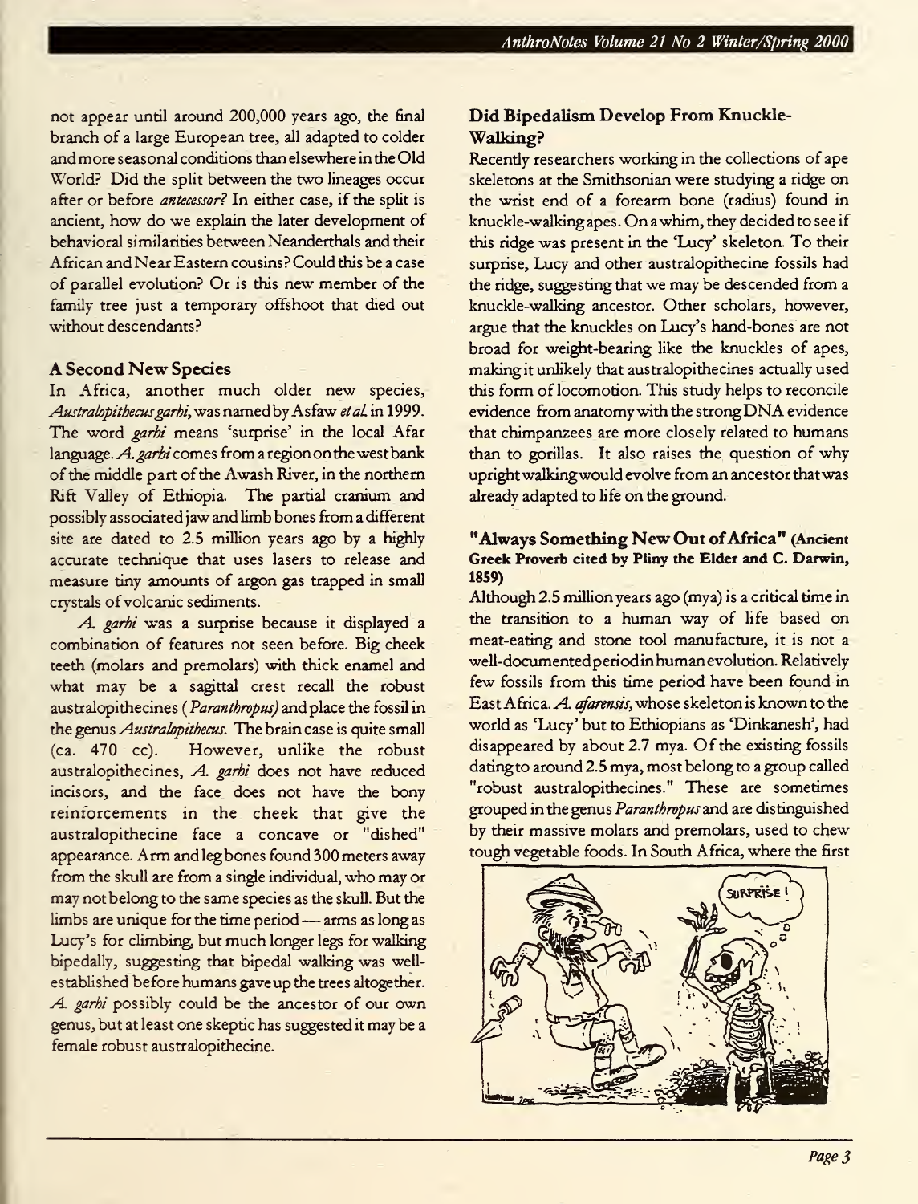not appear until around 200,000 years ago, the final branch of a large European tree, all adapted to colder and more seasonal conditions than elsewhere in the Old World? Did the split between the two lineages occur after or before *antecessor?* In either case, if the split is ancient, how do we explain the later development of behavioral similarities between Neanderthals and their African and Near Eastern cousins? Could this be a case of parallel evolution? Or is this new member of the family tree just a temporary offshoot that died out without descendants?

### A Second New Species

In Africa, another much older new species, *Australopithecus garhi*, was named by Asfaw *et al.* in 1999. The word *garhi* means 'surprise' in the local Afar language. *A. garhi* comes from a region on the west bank of the middle part of the Awash River, in the northern Rift Valley of Ethiopia. The partial cranium and possibly associated jaw and limb bones from a different site are dated to 2.5 million years ago by a highly accurate technique that uses lasers to release and measure tiny amounts of argon gas trapped in small crystals of volcanic sediments.

*A. garhi* was a surprise because it displayed a combination of features not seen before. Big cheek teeth (molars and premolars) with thick enamel and what may be a sagittal crest recall the robust australopithecines (*Paranthropus*) and place the fossil in the genus *Australopithecus*. The brain case is quite small (ca. 470 cc). However, unlike the robust australopithecines, *A. garhi* does not have reduced incisors, and the face does not have the bony reinforcements in the cheek that give the australopithecine face a concave or "dished" appearance. Arm and leg bones found 300 meters away from the skull are from a single individual, who may or may not belong to the same species as the skull. But the limbs are unique for the time period — arms as long as Lucy's for climbing, but much longer legs for walking bipedally, suggesting that bipedal walking was well-established before humans gave up the trees altogether. *A. garhi* possibly could be the ancestor of our own genus, but at least one skeptic has suggested it may be a female robust australopithecine.

### Did Bipedalism Develop From Knuckle-Walking?

Recently researchers working in the collections of ape skeletons at the Smithsonian were studying a ridge on the wrist end of a forearm bone (radius) found in knuckle-walking apes. On a whim, they decided to see if this ridge was present in the 'Lucy' skeleton. To their surprise, Lucy and other australopithecine fossils had the ridge, suggesting that we may be descended from a knuckle-walking ancestor. Other scholars, however, argue that the knuckles on Lucy's hand-bones are not broad for weight-bearing like the knuckles of apes, making it unlikely that australopithecines actually used this form of locomotion. This study helps to reconcile evidence from anatomy with the strong DNA evidence that chimpanzees are more closely related to humans than to gorillas. It also raises the question of why upright walking would evolve from an ancestor that was already adapted to life on the ground.

### "Always Something New Out of Africa" (Ancient Greek Proverb cited by Pliny the Elder and C. Darwin, 1859)

Although 2.5 million years ago (mya) is a critical time in the transition to a human way of life based on meat-eating and stone tool manufacture, it is not a well-documented period in human evolution. Relatively few fossils from this time period have been found in East Africa. *A. afarensis*, whose skeleton is known to the world as 'Lucy' but to Ethiopians as 'Dinkanesh', had disappeared by about 2.7 mya. Of the existing fossils dating to around 2.5 mya, most belong to a group called "robust australopithecines." These are sometimes grouped in the genus *Paranthropus* and are distinguished by their massive molars and premolars, used to chew tough vegetable foods. In South Africa, where the first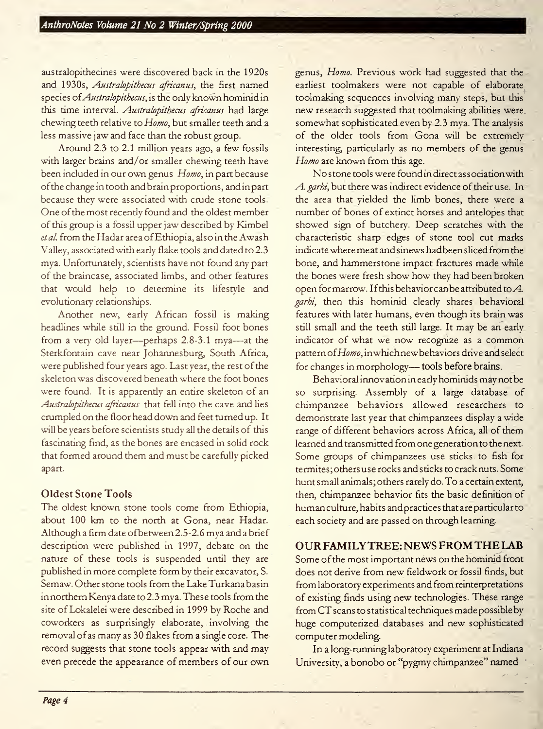australopithecines were discovered back in the 1920s and 1930s, *Australopithecus africanus*, the first named species of *Australopithecus*, is the only known hominid in this time interval. *Australopithecus africanus* had large chewing teeth relative to *Homo*, but smaller teeth and a less massive jaw and face than the robust group.

Around 2.3 to 2.1 million years ago, a few fossils with larger brains and/or smaller chewing teeth have been included in our own genus *Homo*, in part because of the change in tooth and brain proportions, and in part because they were associated with crude stone tools. One of the most recently found and the oldest member of this group is a fossil upper jaw described by Kimbel *et al.* from the Hadar area of Ethiopia, also in the Awash Valley, associated with early flake tools and dated to 2.3 mya. Unfortunately, scientists have not found any part of the braincase, associated limbs, and other features that would help to determine its lifestyle and evolutionary relationships.

Another new, early African fossil is making headlines while still in the ground. Fossil foot bones from a very old layer—perhaps 2.8-3.1 mya—at the Sterkfontain cave near Johannesburg, South Africa, were published four years ago. Last year, the rest of the skeleton was discovered beneath where the foot bones were found. It is apparently an entire skeleton of an *Australopithecus africanus* that fell into the cave and lies crumpled on the floor head down and feet turned up. It will be years before scientists study all the details of this fascinating find, as the bones are encased in solid rock that formed around them and must be carefully picked apart.

### Oldest Stone Tools

The oldest known stone tools come from Ethiopia, about 100 km to the north at Gona, near Hadar. Although a firm date of between 2.5-2.6 mya and a brief description were published in 1997, debate on the nature of these tools is suspended until they are published in more complete form by their excavator, S. Semaw. Other stone tools from the Lake Turkana basin in northern Kenya date to 2.3 mya. These tools from the site of Lokalelei were described in 1999 by Roche and coworkers as surprisingly elaborate, involving the removal of as many as 30 flakes from a single core. The record suggests that stone tools appear with and may even precede the appearance of members of our own genus, *Homo*. Previous work had suggested that the earliest toolmakers were not capable of elaborate toolmaking sequences involving many steps, but this new research suggested that toolmaking abilities were somewhat sophisticated even by 2.3 mya. The analysis of the older tools from Gona will be extremely interesting, particularly as no members of the genus *Homo* are known from this age.

No stone tools were found in direct association with *A. garhi*, but there was indirect evidence of their use. In the area that yielded the limb bones, there were a number of bones of extinct horses and antelopes that showed sign of butchery. Deep scratches with the characteristic sharp edges of stone tool cut marks indicate where meat and sinews had been sliced from the bone, and hammerstone impact fractures made while the bones were fresh show how they had been broken open for marrow. If this behavior can be attributed to *A. garhi*, then this hominid clearly shares behavioral features with later humans, even though its brain was still small and the teeth still large. It may be an early indicator of what we now recognize as a common pattern of *Homo*, in which new behaviors drive and select for changes in morphology—**tools before brains**.

Behavioral innovation in early hominids may not be so surprising. Assembly of a large database of chimpanzee behaviors allowed researchers to demonstrate last year that chimpanzees display a wide range of different behaviors across Africa, all of them learned and transmitted from one generation to the next. Some groups of chimpanzees use sticks to fish for termites; others use rocks and sticks to crack nuts. Some hunt small animals; others rarely do. To a certain extent, then, chimpanzee behavior fits the basic definition of human culture, habits and practices that are particular to each society and are passed on through learning.

## OUR FAMILY TREE: NEWS FROM THE LAB

Some of the most important news on the hominid front does not derive from new fieldwork or fossil finds, but from laboratory experiments and from reinterpretations of existing finds using new technologies. These range from CT scans to statistical techniques made possible by huge computerized databases and new sophisticated computer modeling.

In a long-running laboratory experiment at Indiana University, a bonobo or "pygmy chimpanzee" named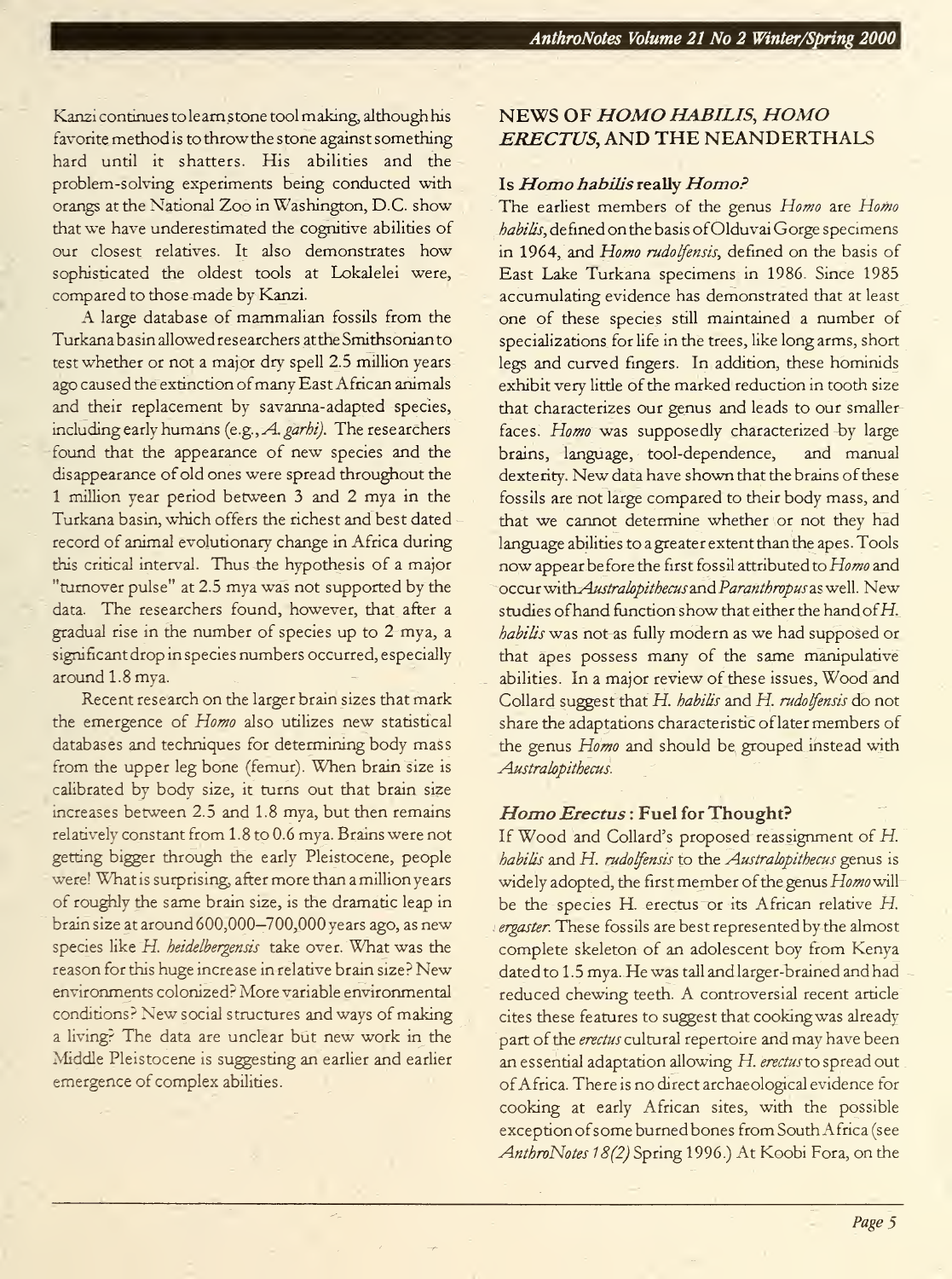Kanzi continues to learn stone tool making, although his favorite method is to throw the stone against something hard until it shatters. His abilities and the problem-solving experiments being conducted with orangs at the National Zoo in Washington, D.C. show that we have underestimated the cognitive abilities of our closest relatives. It also demonstrates how sophisticated the oldest tools at Lokalelei were, compared to those made by Kanzi.

A large database of mammalian fossils from the Turkana basin allowed researchers at the Smithsonian to test whether or not a major dry spell 2.5 million years ago caused the extinction of many East African animals and their replacement by savanna-adapted species, including early humans (e.g., *A. garhi*). The researchers found that the appearance of new species and the disappearance of old ones were spread throughout the 1 million year period between 3 and 2 mya in the Turkana basin, which offers the richest and best dated record of animal evolutionary change in Africa during this critical interval. Thus the hypothesis of a major "turnover pulse" at 2.5 mya was not supported by the data. The researchers found, however, that after a gradual rise in the number of species up to 2 mya, a significant drop in species numbers occurred, especially around 1.8 mya.

Recent research on the larger brain sizes that mark the emergence of *Homo* also utilizes new statistical databases and techniques for determining body mass from the upper leg bone (femur). When brain size is calibrated by body size, it turns out that brain size increases between 2.5 and 1.8 mya, but then remains relatively constant from 1.8 to 0.6 mya. Brains were not getting bigger through the early Pleistocene, people were! What is surprising, after more than a million years of roughly the same brain size, is the dramatic leap in brain size at around 600,000–700,000 years ago, as new species like *H. heidelbergensis* take over. What was the reason for this huge increase in relative brain size? New environments colonized? More variable environmental conditions? New social structures and ways of making a living? The data are unclear but new work in the Middle Pleistocene is suggesting an earlier and earlier emergence of complex abilities.

## NEWS OF *HOMO HABILIS*, *HOMO ERECTUS*, AND THE NEANDERTHALS

### Is *Homo habilis* really *Homo*?

The earliest members of the genus *Homo* are *Homo habilis*, defined on the basis of Olduvai Gorge specimens in 1964, and *Homo rudolfensis*, defined on the basis of East Lake Turkana specimens in 1986. Since 1985 accumulating evidence has demonstrated that at least one of these species still maintained a number of specializations for life in the trees, like long arms, short legs and curved fingers. In addition, these hominids exhibit very little of the marked reduction in tooth size that characterizes our genus and leads to our smaller faces. *Homo* was supposedly characterized by large brains, language, tool-dependence, and manual dexterity. New data have shown that the brains of these fossils are not large compared to their body mass, and that we cannot determine whether or not they had language abilities to a greater extent than the apes. Tools now appear before the first fossil attributed to *Homo* and occur with *Australopithecus* and *Paranthropus* as well. New studies of hand function show that either the hand of *H. habilis* was not as fully modern as we had supposed or that apes possess many of the same manipulative abilities. In a major review of these issues, Wood and Collard suggest that *H. habilis* and *H. rudolfensis* do not share the adaptations characteristic of later members of the genus *Homo* and should be grouped instead with *Australopithecus*.

### *Homo Erectus*: Fuel for Thought?

If Wood and Collard's proposed reassignment of *H. habilis* and *H. rudolfensis* to the *Australopithecus* genus is widely adopted, the first member of the genus *Homo* will be the species H. erectus or its African relative *H. ergaster*. These fossils are best represented by the almost complete skeleton of an adolescent boy from Kenya dated to 1.5 mya. He was tall and larger-brained and had reduced chewing teeth. A controversial recent article cites these features to suggest that cooking was already part of the *erectus* cultural repertoire and may have been an essential adaptation allowing *H. erectus* to spread out of Africa. There is no direct archaeological evidence for cooking at early African sites, with the possible exception of some burned bones from South Africa (see *AnthroNotes 18(2)* Spring 1996.) At Koobi Fora, on the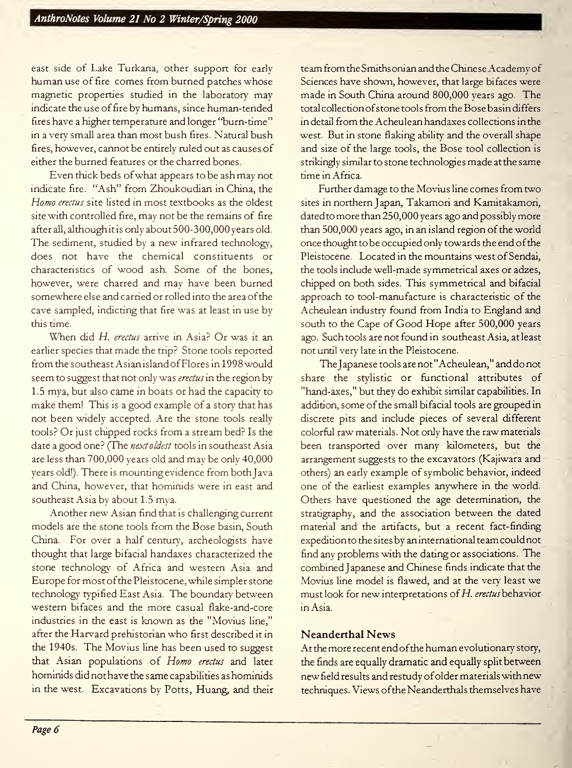east side of Lake Turkana, other support for early human use of fire comes from burned patches whose magnetic properties studied in the laboratory may indicate the use of fire by humans, since human-tended fires have a higher temperature and longer "burn-time" in a very small area than most bush fires. Natural bush fires, however, cannot be entirely ruled out as causes of either the burned features or the charred bones.

Even thick beds of what appears to be ash may not indicate fire. "Ash" from Zhoukoudian in China, the *Homo erectus* site listed in most textbooks as the oldest site with controlled fire, may not be the remains of fire after all, although it is only about 500-300,000 years old. The sediment, studied by a new infrared technology, does not have the chemical constituents or characteristics of wood ash. Some of the bones, however, were charred and may have been burned somewhere else and carried or rolled into the area of the cave sampled, indicting that fire was at least in use by this time.

When did *H. erectus* arrive in Asia? Or was it an earlier species that made the trip? Stone tools reported from the southeast Asian island of Flores in 1998 would seem to suggest that not only was *erectus* in the region by 1.5 mya, but also came in boats or had the capacity to make them! This is a good example of a story that has not been widely accepted. Are the stone tools really tools? Or just chipped rocks from a stream bed? Is the date a good one? (The *next oldest* tools in southeast Asia are less than 700,000 years old and may be only 40,000 years old!). There is mounting evidence from both Java and China, however, that hominids were in east and southeast Asia by about 1.5 mya.

Another new Asian find that is challenging current models are the stone tools from the Bose basin, South China. For over a half century, archeologists have thought that large bifacial handaxes characterized the stone technology of Africa and western Asia and Europe for most of the Pleistocene, while simpler stone technology typified East Asia. The boundary between western bifaces and the more casual flake-and-core industries in the east is known as the "Movius line," after the Harvard prehistorian who first described it in the 1940s. The Movius line has been used to suggest that Asian populations of *Homo erectus* and later hominids did not have the same capabilities as hominids in the west. Excavations by Potts, Huang, and their team from the Smithsonian and the Chinese Academy of Sciences have shown, however, that large bifaces were made in South China around 800,000 years ago. The total collection of stone tools from the Bose basin differs in detail from the Acheulean handaxes collections in the west. But in stone flaking ability and the overall shape and size of the large tools, the Bose tool collection is strikingly similar to stone technologies made at the same time in Africa.

Further damage to the Movius line comes from two sites in northern Japan, Takamori and Kamitakamori, dated to more than 250,000 years ago and possibly more than 500,000 years ago, in an island region of the world once thought to be occupied only towards the end of the Pleistocene. Located in the mountains west of Sendai, the tools include well-made symmetrical axes or adzes, chipped on both sides. This symmetrical and bifacial approach to tool-manufacture is characteristic of the Acheulean industry found from India to England and south to the Cape of Good Hope after 500,000 years ago. Such tools are not found in southeast Asia, at least not until very late in the Pleistocene.

The Japanese tools are not "Acheulean," and do not share the stylistic or functional attributes of "hand-axes," but they do exhibit similar capabilities. In addition, some of the small bifacial tools are grouped in discrete pits and include pieces of several different colorful raw materials. Not only have the raw materials been transported over many kilometers, but the arrangement suggests to the excavators (Kajiwara and others) an early example of symbolic behavior, indeed one of the earliest examples anywhere in the world. Others have questioned the age determination, the stratigraphy, and the association between the dated material and the artifacts, but a recent fact-finding expedition to the sites by an international team could not find any problems with the dating or associations. The combined Japanese and Chinese finds indicate that the Movius line model is flawed, and at the very least we must look for new interpretations of *H. erectus* behavior in Asia.

### Neanderthal News

At the more recent end of the human evolutionary story, the finds are equally dramatic and equally split between new field results and restudy of older materials with new techniques. Views of the Neanderthals themselves have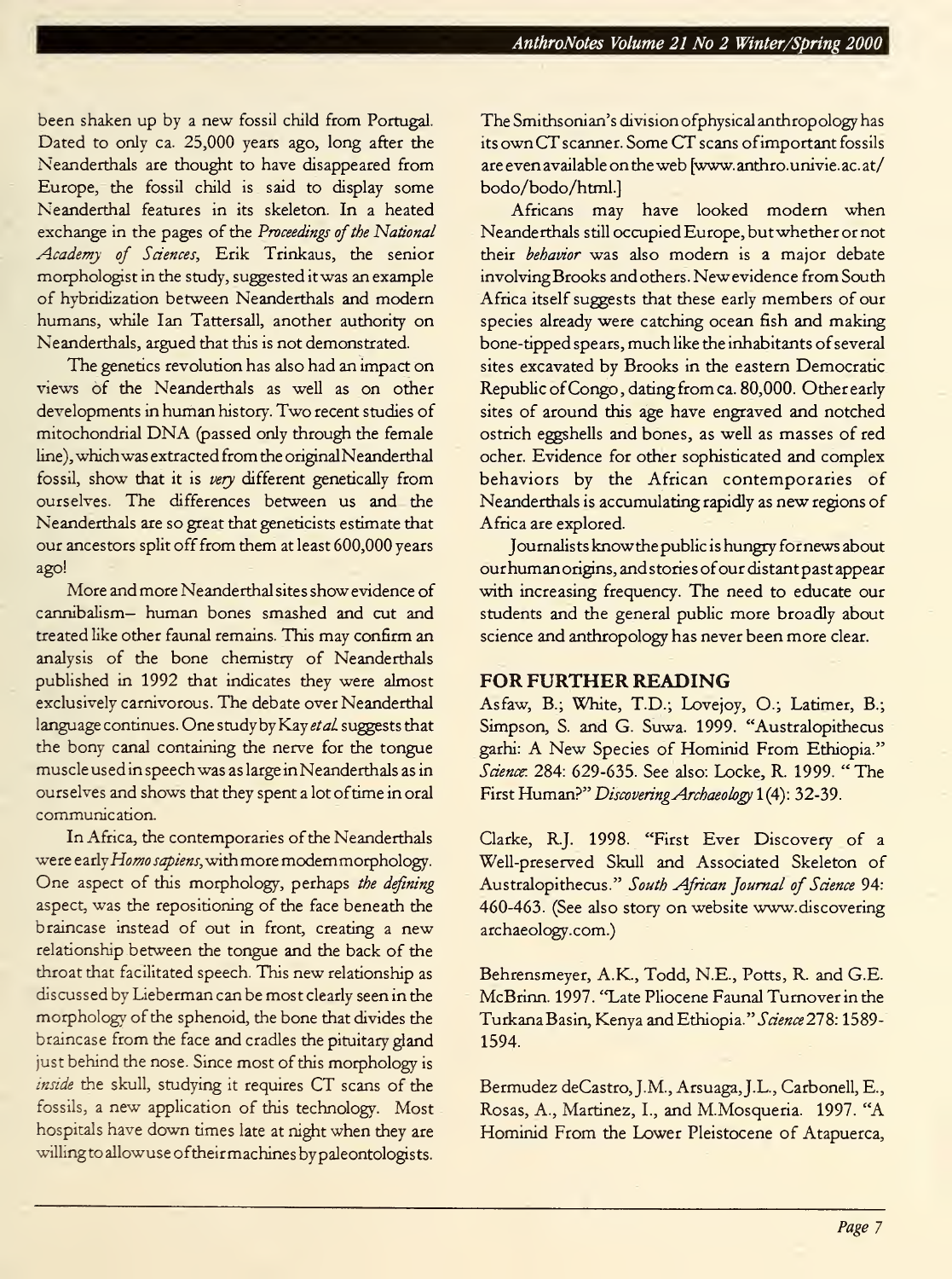been shaken up by a new fossil child from Portugal. Dated to only ca. 25,000 years ago, long after the Neanderthals are thought to have disappeared from Europe, the fossil child is said to display some Neanderthal features in its skeleton. In a heated exchange in the pages of the *Proceedings of the National Academy of Sciences*, Erik Trinkaus, the senior morphologist in the study, suggested it was an example of hybridization between Neanderthals and modern humans, while Ian Tattersall, another authority on Neanderthals, argued that this is not demonstrated.

The genetics revolution has also had an impact on views of the Neanderthals as well as on other developments in human history. Two recent studies of mitochondrial DNA (passed only through the female line), which was extracted from the original Neanderthal fossil, show that it is *very* different genetically from ourselves. The differences between us and the Neanderthals are so great that geneticists estimate that our ancestors split off from them at least 600,000 years ago!

More and more Neanderthal sites show evidence of cannibalism– human bones smashed and cut and treated like other faunal remains. This may confirm an analysis of the bone chemistry of Neanderthals published in 1992 that indicates they were almost exclusively carnivorous. The debate over Neanderthal language continues. One study by Kay *et al.* suggests that the bony canal containing the nerve for the tongue muscle used in speech was as large in Neanderthals as in ourselves and shows that they spent a lot of time in oral communication.

In Africa, the contemporaries of the Neanderthals were early *Homo sapiens*, with more modern morphology. One aspect of this morphology, perhaps *the defining* aspect, was the repositioning of the face beneath the braincase instead of out in front, creating a new relationship between the tongue and the back of the throat that facilitated speech. This new relationship as discussed by Lieberman can be most clearly seen in the morphology of the sphenoid, the bone that divides the braincase from the face and cradles the pituitary gland just behind the nose. Since most of this morphology is *inside* the skull, studying it requires CT scans of the fossils, a new application of this technology. Most hospitals have down times late at night when they are willing to allow use of their machines by paleontologists. The Smithsonian's division of physical anthropology has its own CT scanner. Some CT scans of important fossils are even available on the web [www.anthro.univie.ac.at/bodo/bodo/html.]

Africans may have looked modern when Neanderthals still occupied Europe, but whether or not their *behavior* was also modern is a major debate involving Brooks and others. New evidence from South Africa itself suggests that these early members of our species already were catching ocean fish and making bone-tipped spears, much like the inhabitants of several sites excavated by Brooks in the eastern Democratic Republic of Congo, dating from ca. 80,000. Other early sites of around this age have engraved and notched ostrich eggshells and bones, as well as masses of red ocher. Evidence for other sophisticated and complex behaviors by the African contemporaries of Neanderthals is accumulating rapidly as new regions of Africa are explored.

Journalists know the public is hungry for news about our human origins, and stories of our distant past appear with increasing frequency. The need to educate our students and the general public more broadly about science and anthropology has never been more clear.

## FOR FURTHER READING

Asfaw, B.; White, T.D.; Lovejoy, O.; Latimer, B.; Simpson, S. and G. Suwa. 1999. "Australopithecus garhi: A New Species of Hominid From Ethiopia." *Science*: 284: 629-635. See also: Locke, R. 1999. "The First Human?" *Discovering Archaeology* 1(4): 32-39.

Clarke, R.J. 1998. "First Ever Discovery of a Well-preserved Skull and Associated Skeleton of Australopithecus." *South African Journal of Science* 94: 460-463. (See also story on website www.discovering archaeology.com.)

Behrensmeyer, A.K., Todd, N.E., Potts, R. and G.E. McBrinn. 1997. "Late Pliocene Faunal Turnover in the Turkana Basin, Kenya and Ethiopia." *Science* 278: 1589-1594.

Bermudez deCastro, J.M., Arsuaga, J.L., Carbonell, E., Rosas, A., Martinez, I., and M.Mosqueria. 1997. "A Hominid From the Lower Pleistocene of Atapuerca,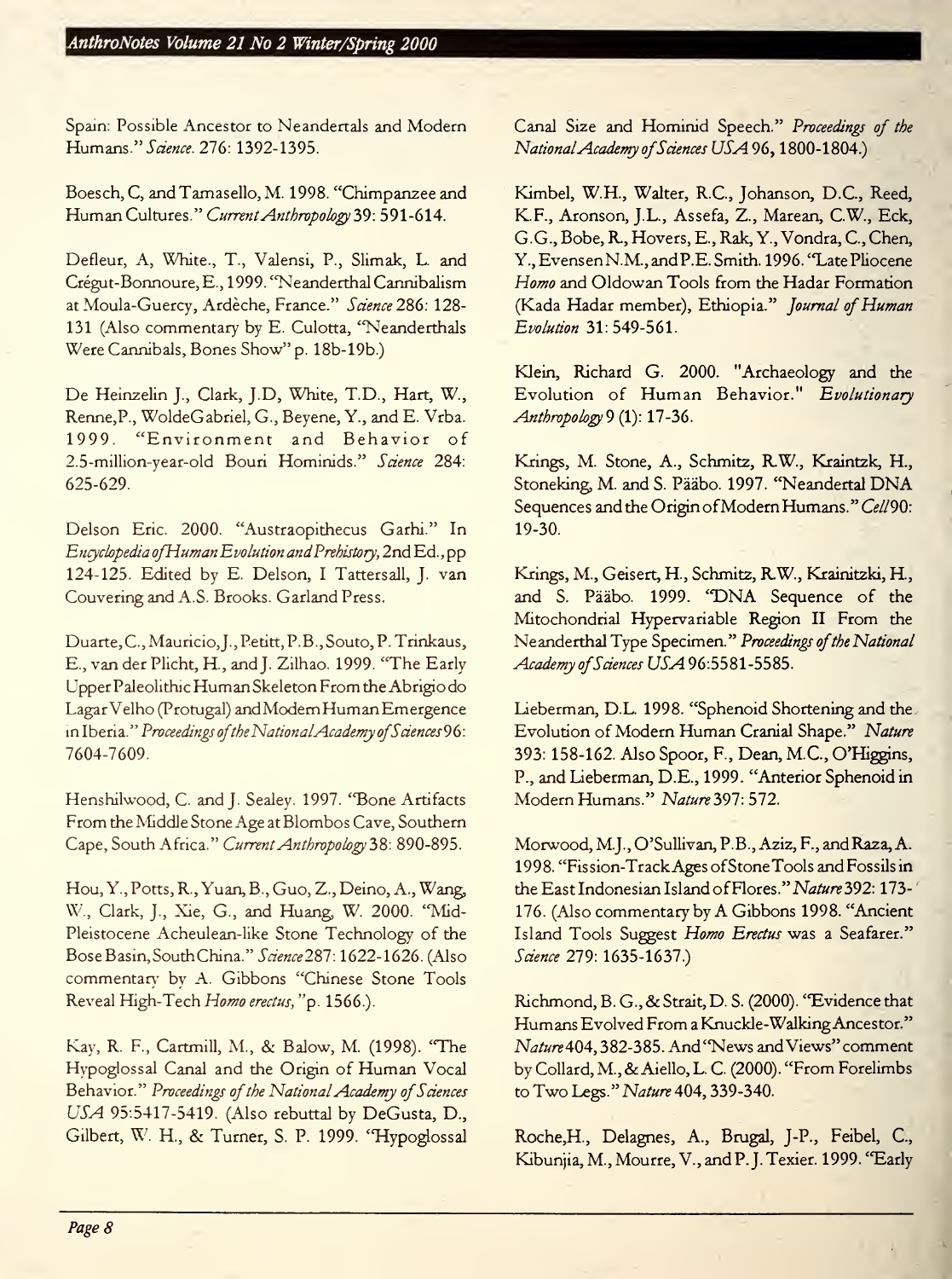Spain: Possible Ancestor to Neandertals and Modern Humans." *Science*. 276: 1392-1395.

Boesch, C, and Tamasello, M. 1998. "Chimpanzee and Human Cultures." *Current Anthropology* 39: 591-614.

Defleur, A, White., T., Valensi, P., Slimak, L. and Crégut-Bonnoure, E., 1999. "Neanderthal Cannibalism at Moula-Guercy, Ardèche, France." *Science* 286: 128-131 (Also commentary by E. Culotta, "Neanderthals Were Cannibals, Bones Show" p. 18b-19b.)

De Heinzelin J., Clark, J.D, White, T.D., Hart, W., Renne,P., WoldeGabriel, G., Beyene, Y., and E. Vrba. 1999. "Environment and Behavior of 2.5-million-year-old Bouri Hominids." *Science* 284: 625-629.

Delson Eric. 2000. "Austraopithecus Garhi." In *Encyclopedia of Human Evolution and Prehistory*, 2nd Ed., pp 124-125. Edited by E. Delson, I Tattersall, J. van Couvering and A.S. Brooks. Garland Press.

Duarte, C., Mauricio, J., Petitt, P.B., Souto, P. Trinkaus, E., van der Plicht, H., and J. Zilhao. 1999. "The Early Upper Paleolithic Human Skeleton From the Abrigio do Lagar Velho (Protugal) and Modern Human Emergence in Iberia." *Proceedings of the National Academy of Sciences* 96: 7604-7609.

Henshilwood, C. and J. Sealey. 1997. "Bone Artifacts From the Middle Stone Age at Blombos Cave, Southern Cape, South Africa." *Current Anthropology* 38: 890-895.

Hou, Y., Potts, R., Yuan, B., Guo, Z., Deino, A., Wang, W., Clark, J., Xie, G., and Huang, W. 2000. "Mid-Pleistocene Acheulean-like Stone Technology of the Bose Basin, South China." *Science* 287: 1622-1626. (Also commentary by A. Gibbons "Chinese Stone Tools Reveal High-Tech *Homo erectus*," p. 1566.).

Kay, R. F., Cartmill, M., & Balow, M. (1998). "The Hypoglossal Canal and the Origin of Human Vocal Behavior." *Proceedings of the National Academy of Sciences USA* 95:5417-5419. (Also rebuttal by DeGusta, D., Gilbert, W. H., & Turner, S. P. 1999. "Hypoglossal Canal Size and Hominid Speech." *Proceedings of the National Academy of Sciences USA* 96, 1800-1804.)

Kimbel, W.H., Walter, R.C., Johanson, D.C., Reed, K.F., Aronson, J.L., Assefa, Z., Marean, C.W., Eck, G.G., Bobe, R., Hovers, E., Rak, Y., Vondra, C., Chen, Y., Evensen N.M., and P.E. Smith. 1996. "Late Pliocene *Homo* and Oldowan Tools from the Hadar Formation (Kada Hadar member), Ethiopia." *Journal of Human Evolution* 31: 549-561.

Klein, Richard G. 2000. "Archaeology and the Evolution of Human Behavior." *Evolutionary Anthropology* 9 (1): 17-36.

Krings, M. Stone, A., Schmitz, R.W., Kraintzk, H., Stoneking, M. and S. Pääbo. 1997. "Neandertal DNA Sequences and the Origin of Modern Humans." *Cell* 90: 19-30.

Krings, M., Geisert, H., Schmitz, R.W., Krainitzki, H., and S. Pääbo. 1999. "DNA Sequence of the Mitochondrial Hypervariable Region II From the Neanderthal Type Specimen." *Proceedings of the National Academy of Sciences USA* 96:5581-5585.

Lieberman, D.L. 1998. "Sphenoid Shortening and the Evolution of Modern Human Cranial Shape." *Nature* 393: 158-162. Also Spoor, F., Dean, M.C., O'Higgins, P., and Lieberman, D.E., 1999. "Anterior Sphenoid in Modern Humans." *Nature* 397: 572.

Morwood, M.J., O'Sullivan, P.B., Aziz, F., and Raza, A. 1998. "Fission-Track Ages of Stone Tools and Fossils in the East Indonesian Island of Flores." *Nature* 392: 173-176. (Also commentary by A Gibbons 1998. "Ancient Island Tools Suggest *Homo Erectus* was a Seafarer." *Science* 279: 1635-1637.)

Richmond, B. G., & Strait, D. S. (2000). "Evidence that Humans Evolved From a Knuckle-Walking Ancestor." *Nature* 404, 382-385. And "News and Views" comment by Collard, M., & Aiello, L. C. (2000). "From Forelimbs to Two Legs." *Nature* 404, 339-340.

Roche, H., Delagnes, A., Brugal, J-P., Feibel, C., Kibunjia, M., Mourre, V., and P. J. Texier. 1999. "Early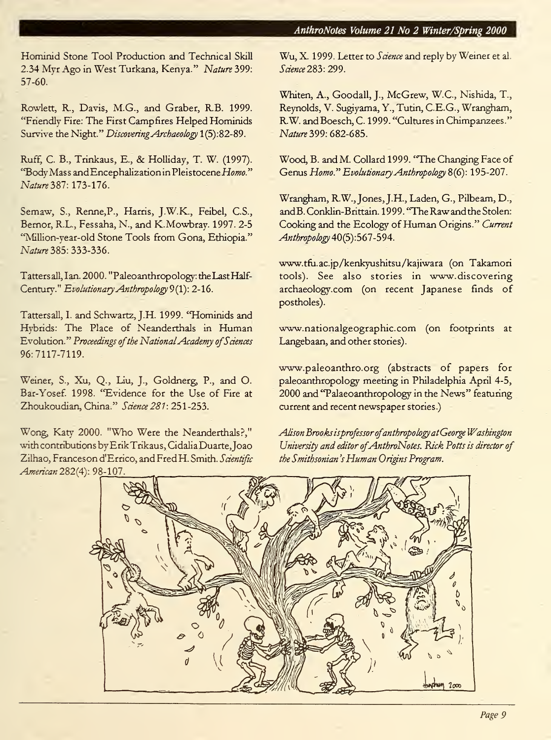Hominid Stone Tool Production and Technical Skill 2.34 Myr Ago in West Turkana, Kenya." *Nature* 399: 57-60.

Rowlett, R., Davis, M.G., and Graber, R.B. 1999. "Friendly Fire: The First Campfires Helped Hominids Survive the Night." *Discovering Archaeology* 1(5):82-89.

Ruff, C. B., Trinkaus, E., & Holliday, T. W. (1997). "Body Mass and Encephalization in Pleistocene *Homo*." *Nature* 387: 173-176.

Semaw, S., Renne,P., Harris, J.W.K., Feibel, C.S., Bernor, R.L., Fessaha, N., and K.Mowbray. 1997. 2-5 "Million-year-old Stone Tools from Gona, Ethiopia." *Nature* 385: 333-336.

Tattersall, Ian. 2000. "Paleoanthropology: the Last Half-Century." *Evolutionary Anthropology* 9(1): 2-16.

Tattersall, I. and Schwartz, J.H. 1999. "Hominids and Hybrids: The Place of Neanderthals in Human Evolution." *Proceedings of the National Academy of Sciences* 96: 7117-7119.

Weiner, S., Xu, Q., Liu, J., Goldnerg, P., and O. Bar-Yosef. 1998. "Evidence for the Use of Fire at Zhoukoudian, China." *Science 281*: 251-253.

Wong, Katy 2000. "Who Were the Neanderthals?," with contributions by Erik Trikaus, Cidalia Duarte, Joao Zilhao, Franceson d'Errico, and Fred H. Smith. *Scientific American* 282(4): 98-107.

Wu, X. 1999. Letter to *Science* and reply by Weiner et al. *Science* 283: 299.

Whiten, A., Goodall, J., McGrew, W.C., Nishida, T., Reynolds, V. Sugiyama, Y., Tutin, C.E.G., Wrangham, R.W. and Boesch, C. 1999. "Cultures in Chimpanzees." *Nature* 399: 682-685.

Wood, B. and M. Collard 1999. "The Changing Face of Genus *Homo*." *Evolutionary Anthropology* 8(6): 195-207.

Wrangham, R.W., Jones, J.H., Laden, G., Pilbeam, D., and B. Conklin-Brittain. 1999. "The Raw and the Stolen: Cooking and the Ecology of Human Origins." *Current Anthropology* 40(5):567-594.

www.tfu.ac.jp/kenkyushitsu/kajiwara (on Takamori tools). See also stories in www.discovering archaeology.com (on recent Japanese finds of postholes).

www.nationalgeographic.com (on footprints at Langebaan, and other stories).

www.paleoanthro.org (abstracts of papers for paleoanthropology meeting in Philadelphia April 4-5, 2000 and "Palaeoanthropology in the News" featuring current and recent newspaper stories.)

*Alison Brooks is professor of anthropology at George Washington University and editor of AnthroNotes. Rick Potts is director of the Smithsonian's Human Origins Program.*